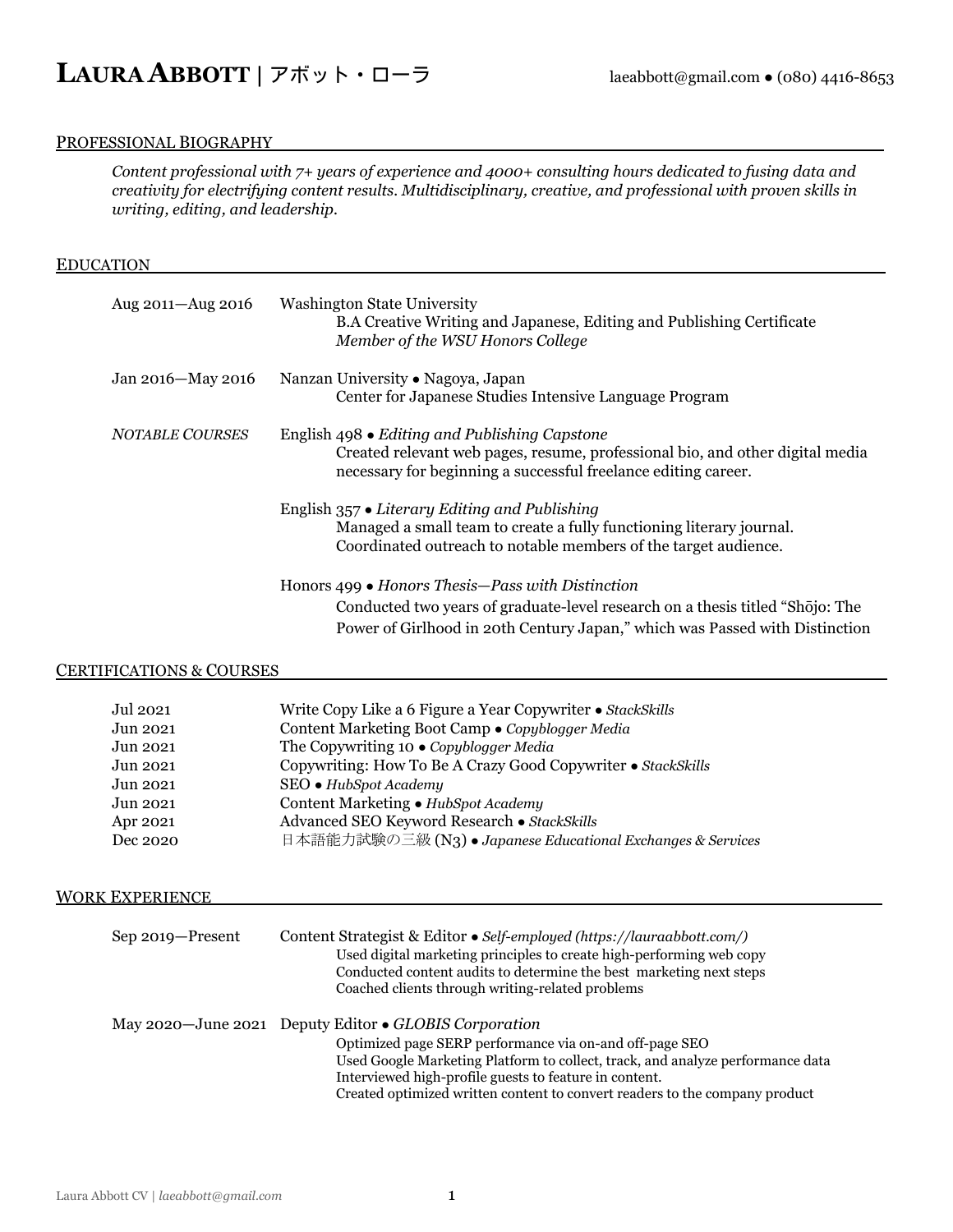# LAURA ABBOTT | アボット・ローラ

laeabbott@gmail.com • (080) 4416-8653

## PROFESSIONAL BIOGRAPHY

*Content professional with 7+ years of experience and 4000+ consulting hours dedicated to fusing data and creativity for electrifying content results. Multidisciplinary, creative, and professional with proven skills in writing, editing, and leadership.*

## EDUCATION

Aug 2011—Aug 2016 — Washington State University
- B.A Creative Writing and Japanese, Editing and Publishing Certificate
- *Member of the WSU Honors College*

Jan 2016—May 2016 — Nanzan University • Nagoya, Japan
- Center for Japanese Studies Intensive Language Program

*NOTABLE COURSES*

English 498 • *Editing and Publishing Capstone*
- Created relevant web pages, resume, professional bio, and other digital media necessary for beginning a successful freelance editing career.

English 357 • *Literary Editing and Publishing*
- Managed a small team to create a fully functioning literary journal. Coordinated outreach to notable members of the target audience.

Honors 499 • *Honors Thesis—Pass with Distinction*
- Conducted two years of graduate-level research on a thesis titled "Shōjo: The Power of Girlhood in 20th Century Japan," which was Passed with Distinction

## CERTIFICATIONS & COURSES

| Date | Certification |
|---|---|
| Jul 2021 | Write Copy Like a 6 Figure a Year Copywriter • *StackSkills* |
| Jun 2021 | Content Marketing Boot Camp • *Copyblogger Media* |
| Jun 2021 | The Copywriting 10 • *Copyblogger Media* |
| Jun 2021 | Copywriting: How To Be A Crazy Good Copywriter • *StackSkills* |
| Jun 2021 | SEO • *HubSpot Academy* |
| Jun 2021 | Content Marketing • *HubSpot Academy* |
| Apr 2021 | Advanced SEO Keyword Research • *StackSkills* |
| Dec 2020 | 日本語能力試験の三級 (N3) • *Japanese Educational Exchanges & Services* |

## WORK EXPERIENCE

Sep 2019—Present — Content Strategist & Editor • *Self-employed (https://lauraabbott.com/)*
- Used digital marketing principles to create high-performing web copy
- Conducted content audits to determine the best marketing next steps
- Coached clients through writing-related problems

May 2020—June 2021 — Deputy Editor • *GLOBIS Corporation*
- Optimized page SERP performance via on-and off-page SEO
- Used Google Marketing Platform to collect, track, and analyze performance data
- Interviewed high-profile guests to feature in content.
- Created optimized written content to convert readers to the company product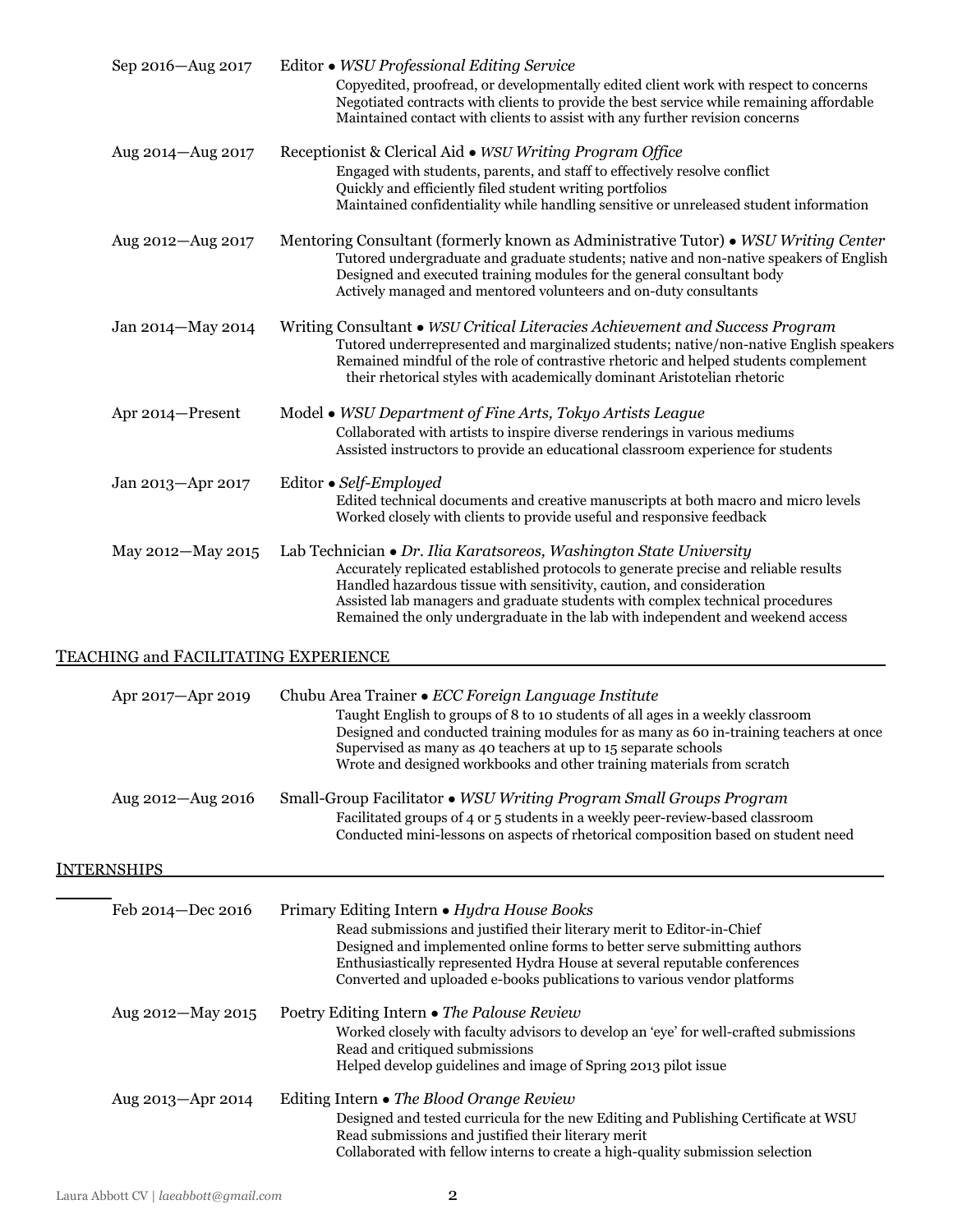Sep 2016—Aug 2017 Editor • *WSU Professional Editing Service*

- Copyedited, proofread, or developmentally edited client work with respect to concerns
- Negotiated contracts with clients to provide the best service while remaining affordable
- Maintained contact with clients to assist with any further revision concerns

Aug 2014—Aug 2017 Receptionist & Clerical Aid • *WSU Writing Program Office*

- Engaged with students, parents, and staff to effectively resolve conflict
- Quickly and efficiently filed student writing portfolios
- Maintained confidentiality while handling sensitive or unreleased student information

Aug 2012—Aug 2017 Mentoring Consultant (formerly known as Administrative Tutor) • *WSU Writing Center*

- Tutored undergraduate and graduate students; native and non-native speakers of English
- Designed and executed training modules for the general consultant body
- Actively managed and mentored volunteers and on-duty consultants

Jan 2014—May 2014 Writing Consultant • *WSU Critical Literacies Achievement and Success Program*

- Tutored underrepresented and marginalized students; native/non-native English speakers
- Remained mindful of the role of contrastive rhetoric and helped students complement their rhetorical styles with academically dominant Aristotelian rhetoric

Apr 2014—Present Model • *WSU Department of Fine Arts, Tokyo Artists League*

- Collaborated with artists to inspire diverse renderings in various mediums
- Assisted instructors to provide an educational classroom experience for students

Jan 2013—Apr 2017 Editor • *Self-Employed*

- Edited technical documents and creative manuscripts at both macro and micro levels
- Worked closely with clients to provide useful and responsive feedback

May 2012—May 2015 Lab Technician • *Dr. Ilia Karatsoreos, Washington State University*

- Accurately replicated established protocols to generate precise and reliable results
- Handled hazardous tissue with sensitivity, caution, and consideration
- Assisted lab managers and graduate students with complex technical procedures
- Remained the only undergraduate in the lab with independent and weekend access

## TEACHING and FACILITATING EXPERIENCE

Apr 2017—Apr 2019 Chubu Area Trainer • *ECC Foreign Language Institute*

- Taught English to groups of 8 to 10 students of all ages in a weekly classroom
- Designed and conducted training modules for as many as 60 in-training teachers at once
- Supervised as many as 40 teachers at up to 15 separate schools
- Wrote and designed workbooks and other training materials from scratch

Aug 2012—Aug 2016 Small-Group Facilitator • *WSU Writing Program Small Groups Program*

- Facilitated groups of 4 or 5 students in a weekly peer-review-based classroom
- Conducted mini-lessons on aspects of rhetorical composition based on student need

## INTERNSHIPS

Feb 2014—Dec 2016 Primary Editing Intern • *Hydra House Books*

- Read submissions and justified their literary merit to Editor-in-Chief
- Designed and implemented online forms to better serve submitting authors
- Enthusiastically represented Hydra House at several reputable conferences
- Converted and uploaded e-books publications to various vendor platforms

Aug 2012—May 2015 Poetry Editing Intern • *The Palouse Review*

- Worked closely with faculty advisors to develop an 'eye' for well-crafted submissions
- Read and critiqued submissions
- Helped develop guidelines and image of Spring 2013 pilot issue

Aug 2013—Apr 2014 Editing Intern • *The Blood Orange Review*

- Designed and tested curricula for the new Editing and Publishing Certificate at WSU
- Read submissions and justified their literary merit
- Collaborated with fellow interns to create a high-quality submission selection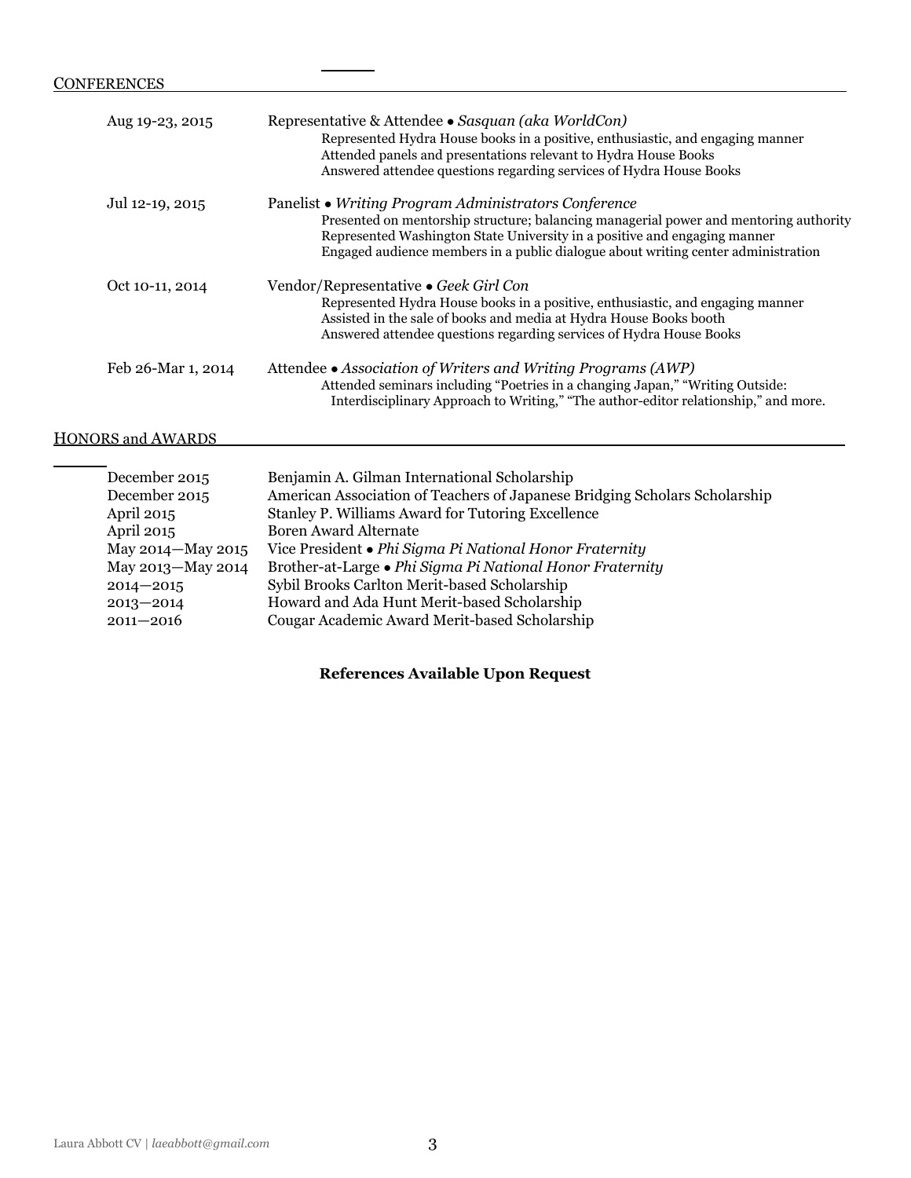## CONFERENCES

Aug 19-23, 2015 — Representative & Attendee • *Sasquan (aka WorldCon)*
- Represented Hydra House books in a positive, enthusiastic, and engaging manner
- Attended panels and presentations relevant to Hydra House Books
- Answered attendee questions regarding services of Hydra House Books

Jul 12-19, 2015 — Panelist • *Writing Program Administrators Conference*
- Presented on mentorship structure; balancing managerial power and mentoring authority
- Represented Washington State University in a positive and engaging manner
- Engaged audience members in a public dialogue about writing center administration

Oct 10-11, 2014 — Vendor/Representative • *Geek Girl Con*
- Represented Hydra House books in a positive, enthusiastic, and engaging manner
- Assisted in the sale of books and media at Hydra House Books booth
- Answered attendee questions regarding services of Hydra House Books

Feb 26-Mar 1, 2014 — Attendee • *Association of Writers and Writing Programs (AWP)*
- Attended seminars including "Poetries in a changing Japan," "Writing Outside: Interdisciplinary Approach to Writing," "The author-editor relationship," and more.

## HONORS and AWARDS

| | |
|---|---|
| December 2015 | Benjamin A. Gilman International Scholarship |
| December 2015 | American Association of Teachers of Japanese Bridging Scholars Scholarship |
| April 2015 | Stanley P. Williams Award for Tutoring Excellence |
| April 2015 | Boren Award Alternate |
| May 2014—May 2015 | Vice President • *Phi Sigma Pi National Honor Fraternity* |
| May 2013—May 2014 | Brother-at-Large • *Phi Sigma Pi National Honor Fraternity* |
| 2014—2015 | Sybil Brooks Carlton Merit-based Scholarship |
| 2013—2014 | Howard and Ada Hunt Merit-based Scholarship |
| 2011—2016 | Cougar Academic Award Merit-based Scholarship |

**References Available Upon Request**